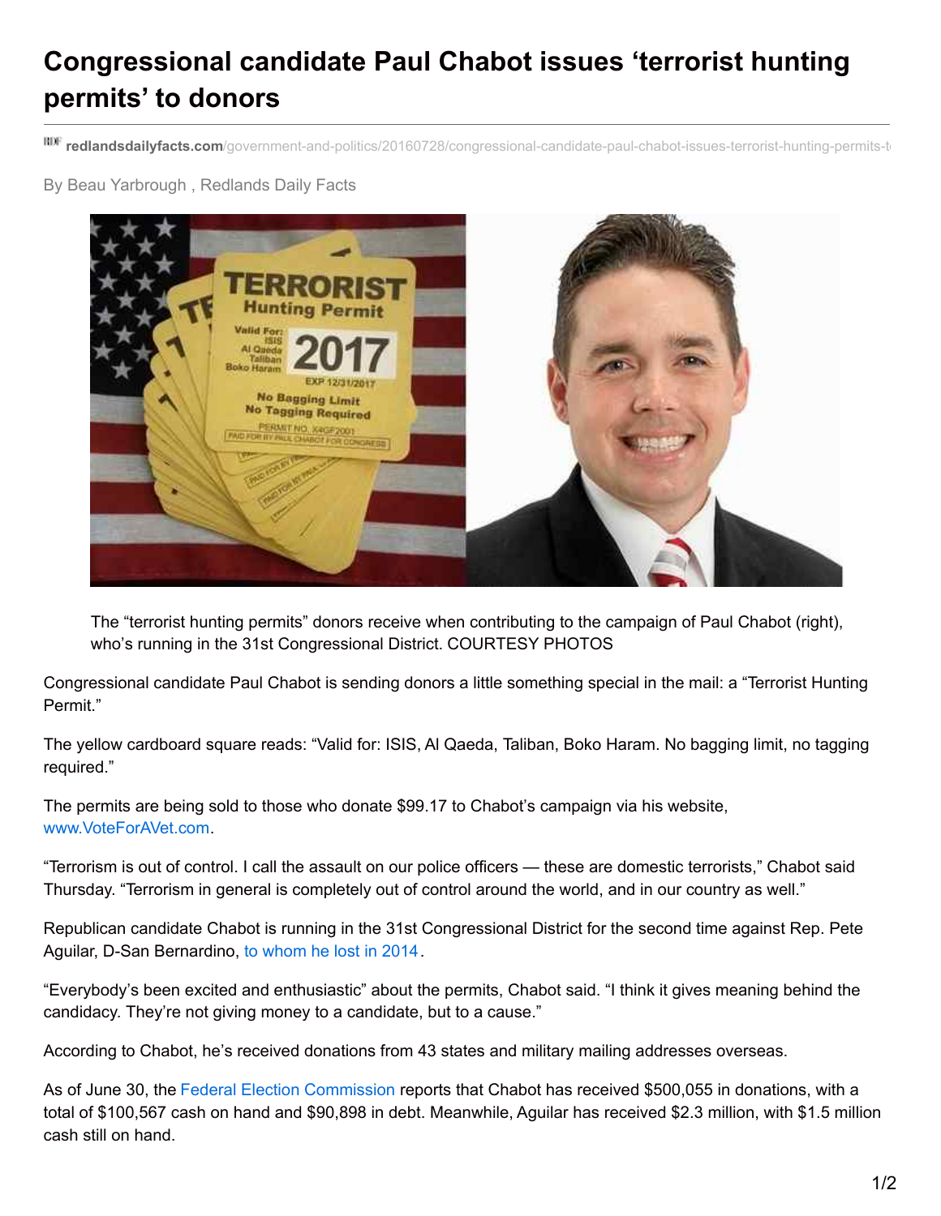# Congressional candidate Paul Chabot issues 'terrorist hunting permits' to donors

redlandsdailyfacts.com/government-and-politics/20160728/congressional-candidate-paul-chabot-issues-terrorist-hunting-permits-t

By Beau Yarbrough , Redlands Daily Facts

The "terrorist hunting permits" donors receive when contributing to the campaign of Paul Chabot (right), who's running in the 31st Congressional District. COURTESY PHOTOS

Congressional candidate Paul Chabot is sending donors a little something special in the mail: a "Terrorist Hunting Permit."

The yellow cardboard square reads: "Valid for: ISIS, Al Qaeda, Taliban, Boko Haram. No bagging limit, no tagging required."

The permits are being sold to those who donate $99.17 to Chabot's campaign via his website, www.VoteForAVet.com.

"Terrorism is out of control. I call the assault on our police officers — these are domestic terrorists," Chabot said Thursday. "Terrorism in general is completely out of control around the world, and in our country as well."

Republican candidate Chabot is running in the 31st Congressional District for the second time against Rep. Pete Aguilar, D-San Bernardino, to whom he lost in 2014.

"Everybody's been excited and enthusiastic" about the permits, Chabot said. "I think it gives meaning behind the candidacy. They're not giving money to a candidate, but to a cause."

According to Chabot, he's received donations from 43 states and military mailing addresses overseas.

As of June 30, the Federal Election Commission reports that Chabot has received $500,055 in donations, with a total of $100,567 cash on hand and $90,898 in debt. Meanwhile, Aguilar has received $2.3 million, with $1.5 million cash still on hand.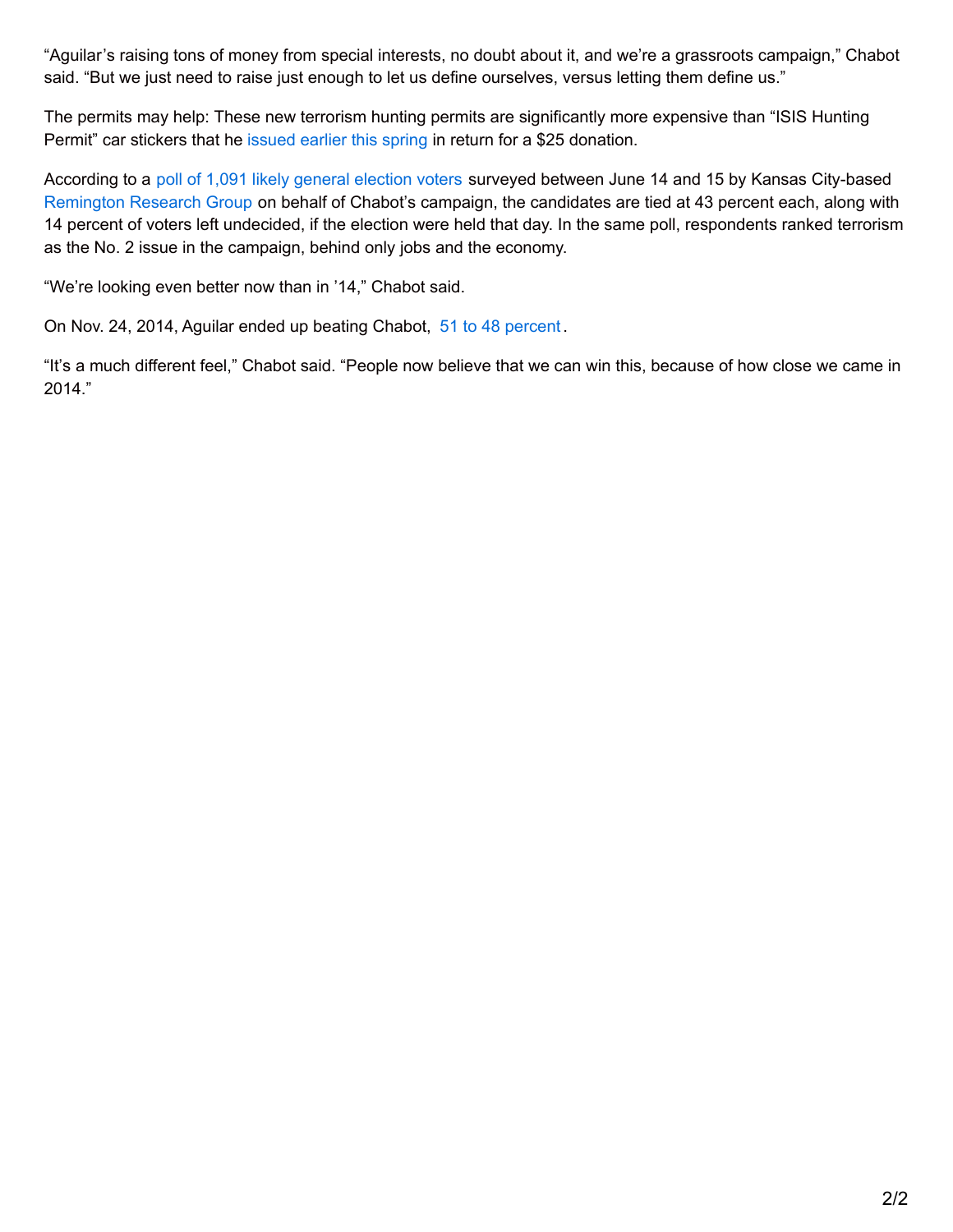“Aguilar’s raising tons of money from special interests, no doubt about it, and we’re a grassroots campaign,” Chabot said. “But we just need to raise just enough to let us define ourselves, versus letting them define us.”

The permits may help: These new terrorism hunting permits are significantly more expensive than “ISIS Hunting Permit” car stickers that he issued earlier this spring in return for a $25 donation.

According to a poll of 1,091 likely general election voters surveyed between June 14 and 15 by Kansas City-based Remington Research Group on behalf of Chabot’s campaign, the candidates are tied at 43 percent each, along with 14 percent of voters left undecided, if the election were held that day. In the same poll, respondents ranked terrorism as the No. 2 issue in the campaign, behind only jobs and the economy.

“We’re looking even better now than in ’14,” Chabot said.

On Nov. 24, 2014, Aguilar ended up beating Chabot, 51 to 48 percent.

“It’s a much different feel,” Chabot said. “People now believe that we can win this, because of how close we came in 2014.”